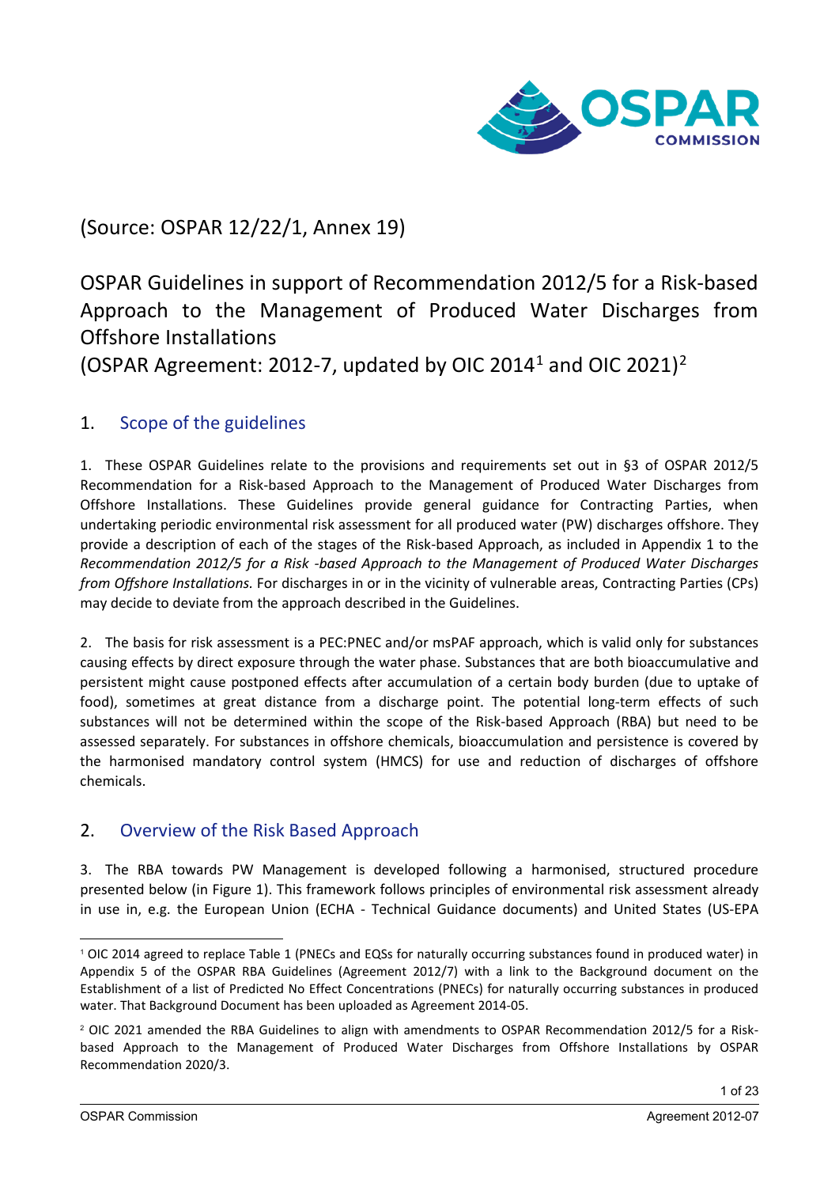(Source: OSPAR 12/22/1, Annex 19)

# OSPAR Guidelines in support of Recommendation 2012/5 for a Risk-based Approach to the Management of Produced Water Discharges from Offshore Installations (OSPAR Agreement: 2012-7, updated by OIC 2014[1] and OIC 2021)[2]

## 1. Scope of the guidelines

1. These OSPAR Guidelines relate to the provisions and requirements set out in §3 of OSPAR 2012/5 Recommendation for a Risk-based Approach to the Management of Produced Water Discharges from Offshore Installations. These Guidelines provide general guidance for Contracting Parties, when undertaking periodic environmental risk assessment for all produced water (PW) discharges offshore. They provide a description of each of the stages of the Risk-based Approach, as included in Appendix 1 to the *Recommendation 2012/5 for a Risk -based Approach to the Management of Produced Water Discharges from Offshore Installations.* For discharges in or in the vicinity of vulnerable areas, Contracting Parties (CPs) may decide to deviate from the approach described in the Guidelines.

2. The basis for risk assessment is a PEC:PNEC and/or msPAF approach, which is valid only for substances causing effects by direct exposure through the water phase. Substances that are both bioaccumulative and persistent might cause postponed effects after accumulation of a certain body burden (due to uptake of food), sometimes at great distance from a discharge point. The potential long-term effects of such substances will not be determined within the scope of the Risk-based Approach (RBA) but need to be assessed separately. For substances in offshore chemicals, bioaccumulation and persistence is covered by the harmonised mandatory control system (HMCS) for use and reduction of discharges of offshore chemicals.

## 2. Overview of the Risk Based Approach

3. The RBA towards PW Management is developed following a harmonised, structured procedure presented below (in Figure 1). This framework follows principles of environmental risk assessment already in use in, e.g. the European Union (ECHA - Technical Guidance documents) and United States (US-EPA

---

[1] OIC 2014 agreed to replace Table 1 (PNECs and EQSs for naturally occurring substances found in produced water) in Appendix 5 of the OSPAR RBA Guidelines (Agreement 2012/7) with a link to the Background document on the Establishment of a list of Predicted No Effect Concentrations (PNECs) for naturally occurring substances in produced water. That Background Document has been uploaded as Agreement 2014-05.

[2] OIC 2021 amended the RBA Guidelines to align with amendments to OSPAR Recommendation 2012/5 for a Risk-based Approach to the Management of Produced Water Discharges from Offshore Installations by OSPAR Recommendation 2020/3.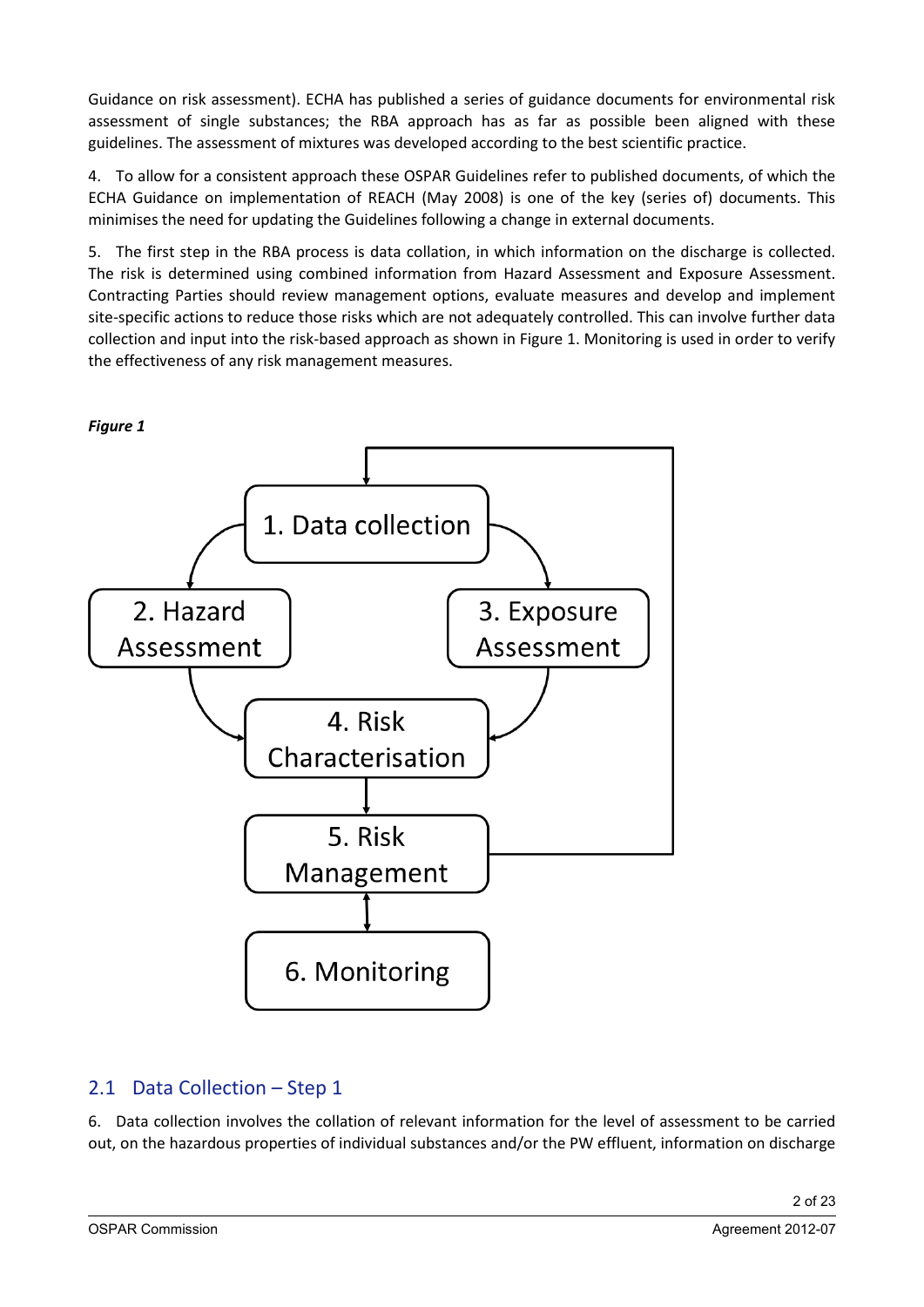Guidance on risk assessment). ECHA has published a series of guidance documents for environmental risk assessment of single substances; the RBA approach has as far as possible been aligned with these guidelines. The assessment of mixtures was developed according to the best scientific practice.

4. To allow for a consistent approach these OSPAR Guidelines refer to published documents, of which the ECHA Guidance on implementation of REACH (May 2008) is one of the key (series of) documents. This minimises the need for updating the Guidelines following a change in external documents.

5. The first step in the RBA process is data collation, in which information on the discharge is collected. The risk is determined using combined information from Hazard Assessment and Exposure Assessment. Contracting Parties should review management options, evaluate measures and develop and implement site-specific actions to reduce those risks which are not adequately controlled. This can involve further data collection and input into the risk-based approach as shown in Figure 1. Monitoring is used in order to verify the effectiveness of any risk management measures.

***Figure 1***

1. Data collection
2. Hazard Assessment
3. Exposure Assessment
4. Risk Characterisation
5. Risk Management
6. Monitoring

## 2.1 Data Collection – Step 1

6. Data collection involves the collation of relevant information for the level of assessment to be carried out, on the hazardous properties of individual substances and/or the PW effluent, information on discharge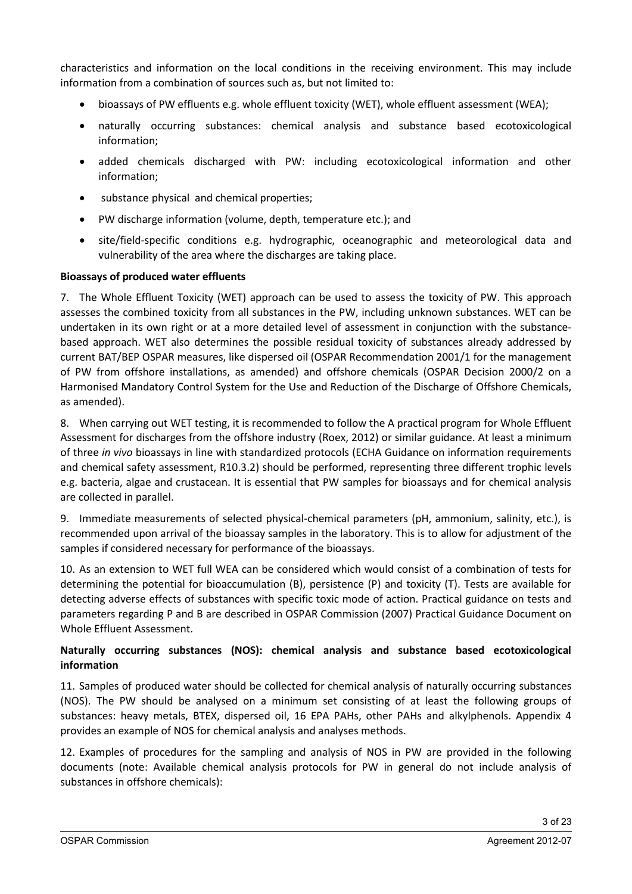characteristics and information on the local conditions in the receiving environment. This may include information from a combination of sources such as, but not limited to:

- bioassays of PW effluents e.g. whole effluent toxicity (WET), whole effluent assessment (WEA);
- naturally occurring substances: chemical analysis and substance based ecotoxicological information;
- added chemicals discharged with PW: including ecotoxicological information and other information;
- substance physical and chemical properties;
- PW discharge information (volume, depth, temperature etc.); and
- site/field-specific conditions e.g. hydrographic, oceanographic and meteorological data and vulnerability of the area where the discharges are taking place.

**Bioassays of produced water effluents**

7. The Whole Effluent Toxicity (WET) approach can be used to assess the toxicity of PW. This approach assesses the combined toxicity from all substances in the PW, including unknown substances. WET can be undertaken in its own right or at a more detailed level of assessment in conjunction with the substance-based approach. WET also determines the possible residual toxicity of substances already addressed by current BAT/BEP OSPAR measures, like dispersed oil (OSPAR Recommendation 2001/1 for the management of PW from offshore installations, as amended) and offshore chemicals (OSPAR Decision 2000/2 on a Harmonised Mandatory Control System for the Use and Reduction of the Discharge of Offshore Chemicals, as amended).

8. When carrying out WET testing, it is recommended to follow the A practical program for Whole Effluent Assessment for discharges from the offshore industry (Roex, 2012) or similar guidance. At least a minimum of three *in vivo* bioassays in line with standardized protocols (ECHA Guidance on information requirements and chemical safety assessment, R10.3.2) should be performed, representing three different trophic levels e.g. bacteria, algae and crustacean. It is essential that PW samples for bioassays and for chemical analysis are collected in parallel.

9. Immediate measurements of selected physical-chemical parameters (pH, ammonium, salinity, etc.), is recommended upon arrival of the bioassay samples in the laboratory. This is to allow for adjustment of the samples if considered necessary for performance of the bioassays.

10. As an extension to WET full WEA can be considered which would consist of a combination of tests for determining the potential for bioaccumulation (B), persistence (P) and toxicity (T). Tests are available for detecting adverse effects of substances with specific toxic mode of action. Practical guidance on tests and parameters regarding P and B are described in OSPAR Commission (2007) Practical Guidance Document on Whole Effluent Assessment.

**Naturally occurring substances (NOS): chemical analysis and substance based ecotoxicological information**

11. Samples of produced water should be collected for chemical analysis of naturally occurring substances (NOS). The PW should be analysed on a minimum set consisting of at least the following groups of substances: heavy metals, BTEX, dispersed oil, 16 EPA PAHs, other PAHs and alkylphenols. Appendix 4 provides an example of NOS for chemical analysis and analyses methods.

12. Examples of procedures for the sampling and analysis of NOS in PW are provided in the following documents (note: Available chemical analysis protocols for PW in general do not include analysis of substances in offshore chemicals):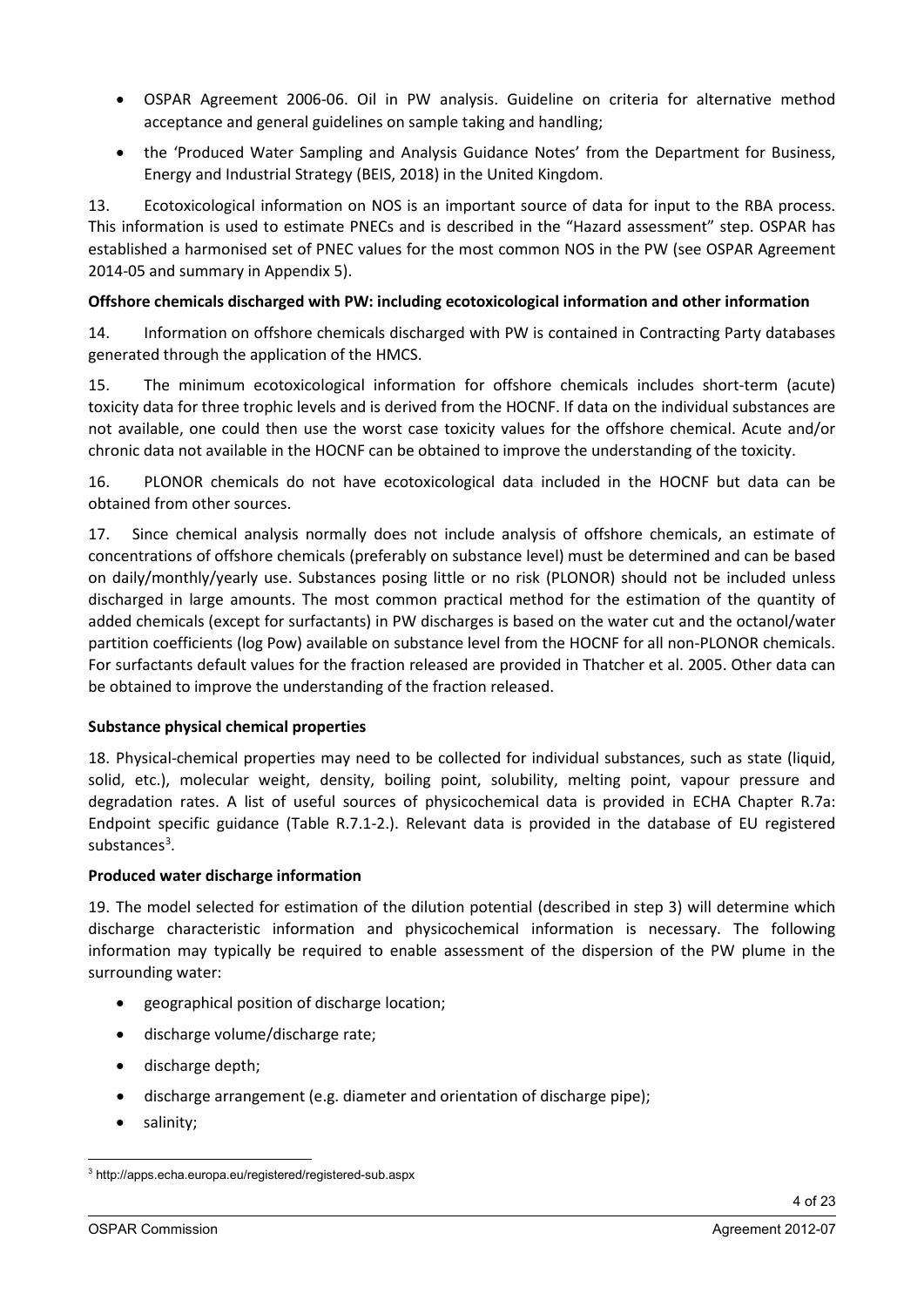- OSPAR Agreement 2006-06. Oil in PW analysis. Guideline on criteria for alternative method acceptance and general guidelines on sample taking and handling;
- the 'Produced Water Sampling and Analysis Guidance Notes' from the Department for Business, Energy and Industrial Strategy (BEIS, 2018) in the United Kingdom.

13. Ecotoxicological information on NOS is an important source of data for input to the RBA process. This information is used to estimate PNECs and is described in the "Hazard assessment" step. OSPAR has established a harmonised set of PNEC values for the most common NOS in the PW (see OSPAR Agreement 2014-05 and summary in Appendix 5).

**Offshore chemicals discharged with PW: including ecotoxicological information and other information**

14. Information on offshore chemicals discharged with PW is contained in Contracting Party databases generated through the application of the HMCS.

15. The minimum ecotoxicological information for offshore chemicals includes short-term (acute) toxicity data for three trophic levels and is derived from the HOCNF. If data on the individual substances are not available, one could then use the worst case toxicity values for the offshore chemical. Acute and/or chronic data not available in the HOCNF can be obtained to improve the understanding of the toxicity.

16. PLONOR chemicals do not have ecotoxicological data included in the HOCNF but data can be obtained from other sources.

17. Since chemical analysis normally does not include analysis of offshore chemicals, an estimate of concentrations of offshore chemicals (preferably on substance level) must be determined and can be based on daily/monthly/yearly use. Substances posing little or no risk (PLONOR) should not be included unless discharged in large amounts. The most common practical method for the estimation of the quantity of added chemicals (except for surfactants) in PW discharges is based on the water cut and the octanol/water partition coefficients (log Pow) available on substance level from the HOCNF for all non-PLONOR chemicals. For surfactants default values for the fraction released are provided in Thatcher et al. 2005. Other data can be obtained to improve the understanding of the fraction released.

**Substance physical chemical properties**

18. Physical-chemical properties may need to be collected for individual substances, such as state (liquid, solid, etc.), molecular weight, density, boiling point, solubility, melting point, vapour pressure and degradation rates. A list of useful sources of physicochemical data is provided in ECHA Chapter R.7a: Endpoint specific guidance (Table R.7.1-2.). Relevant data is provided in the database of EU registered substances[3].

**Produced water discharge information**

19. The model selected for estimation of the dilution potential (described in step 3) will determine which discharge characteristic information and physicochemical information is necessary. The following information may typically be required to enable assessment of the dispersion of the PW plume in the surrounding water:

- geographical position of discharge location;
- discharge volume/discharge rate;
- discharge depth;
- discharge arrangement (e.g. diameter and orientation of discharge pipe);
- salinity;

[3] http://apps.echa.europa.eu/registered/registered-sub.aspx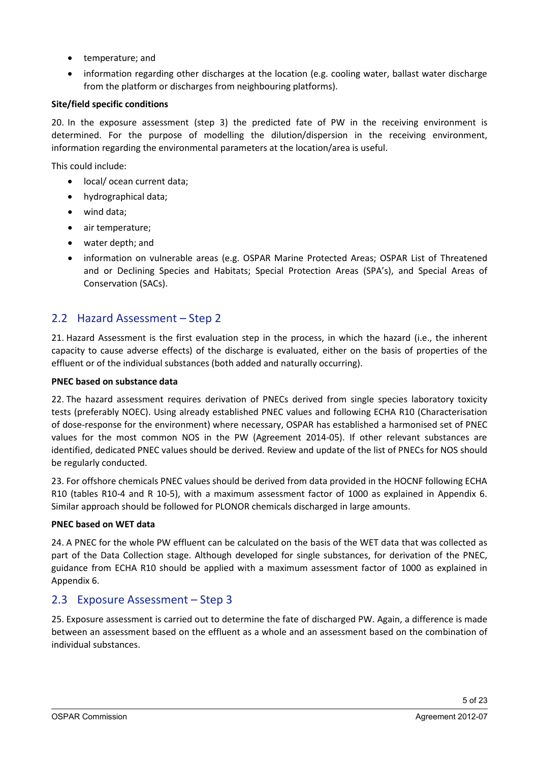- temperature; and
- information regarding other discharges at the location (e.g. cooling water, ballast water discharge from the platform or discharges from neighbouring platforms).

**Site/field specific conditions**

20. In the exposure assessment (step 3) the predicted fate of PW in the receiving environment is determined. For the purpose of modelling the dilution/dispersion in the receiving environment, information regarding the environmental parameters at the location/area is useful.

This could include:

- local/ ocean current data;
- hydrographical data;
- wind data;
- air temperature;
- water depth; and
- information on vulnerable areas (e.g. OSPAR Marine Protected Areas; OSPAR List of Threatened and or Declining Species and Habitats; Special Protection Areas (SPA's), and Special Areas of Conservation (SACs).

## 2.2 Hazard Assessment – Step 2

21. Hazard Assessment is the first evaluation step in the process, in which the hazard (i.e., the inherent capacity to cause adverse effects) of the discharge is evaluated, either on the basis of properties of the effluent or of the individual substances (both added and naturally occurring).

**PNEC based on substance data**

22. The hazard assessment requires derivation of PNECs derived from single species laboratory toxicity tests (preferably NOEC). Using already established PNEC values and following ECHA R10 (Characterisation of dose-response for the environment) where necessary, OSPAR has established a harmonised set of PNEC values for the most common NOS in the PW (Agreement 2014-05). If other relevant substances are identified, dedicated PNEC values should be derived. Review and update of the list of PNECs for NOS should be regularly conducted.

23. For offshore chemicals PNEC values should be derived from data provided in the HOCNF following ECHA R10 (tables R10-4 and R 10-5), with a maximum assessment factor of 1000 as explained in Appendix 6. Similar approach should be followed for PLONOR chemicals discharged in large amounts.

**PNEC based on WET data**

24. A PNEC for the whole PW effluent can be calculated on the basis of the WET data that was collected as part of the Data Collection stage. Although developed for single substances, for derivation of the PNEC, guidance from ECHA R10 should be applied with a maximum assessment factor of 1000 as explained in Appendix 6.

## 2.3 Exposure Assessment – Step 3

25. Exposure assessment is carried out to determine the fate of discharged PW. Again, a difference is made between an assessment based on the effluent as a whole and an assessment based on the combination of individual substances.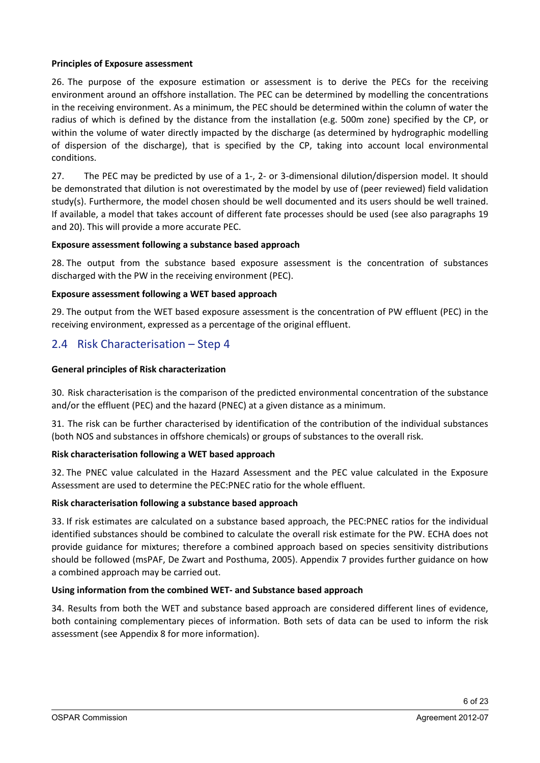**Principles of Exposure assessment**

26. The purpose of the exposure estimation or assessment is to derive the PECs for the receiving environment around an offshore installation. The PEC can be determined by modelling the concentrations in the receiving environment. As a minimum, the PEC should be determined within the column of water the radius of which is defined by the distance from the installation (e.g. 500m zone) specified by the CP, or within the volume of water directly impacted by the discharge (as determined by hydrographic modelling of dispersion of the discharge), that is specified by the CP, taking into account local environmental conditions.

27. The PEC may be predicted by use of a 1-, 2- or 3-dimensional dilution/dispersion model. It should be demonstrated that dilution is not overestimated by the model by use of (peer reviewed) field validation study(s). Furthermore, the model chosen should be well documented and its users should be well trained. If available, a model that takes account of different fate processes should be used (see also paragraphs 19 and 20). This will provide a more accurate PEC.

**Exposure assessment following a substance based approach**

28. The output from the substance based exposure assessment is the concentration of substances discharged with the PW in the receiving environment (PEC).

**Exposure assessment following a WET based approach**

29. The output from the WET based exposure assessment is the concentration of PW effluent (PEC) in the receiving environment, expressed as a percentage of the original effluent.

## 2.4 Risk Characterisation – Step 4

**General principles of Risk characterization**

30. Risk characterisation is the comparison of the predicted environmental concentration of the substance and/or the effluent (PEC) and the hazard (PNEC) at a given distance as a minimum.

31. The risk can be further characterised by identification of the contribution of the individual substances (both NOS and substances in offshore chemicals) or groups of substances to the overall risk.

**Risk characterisation following a WET based approach**

32. The PNEC value calculated in the Hazard Assessment and the PEC value calculated in the Exposure Assessment are used to determine the PEC:PNEC ratio for the whole effluent.

**Risk characterisation following a substance based approach**

33. If risk estimates are calculated on a substance based approach, the PEC:PNEC ratios for the individual identified substances should be combined to calculate the overall risk estimate for the PW. ECHA does not provide guidance for mixtures; therefore a combined approach based on species sensitivity distributions should be followed (msPAF, De Zwart and Posthuma, 2005). Appendix 7 provides further guidance on how a combined approach may be carried out.

**Using information from the combined WET- and Substance based approach**

34. Results from both the WET and substance based approach are considered different lines of evidence, both containing complementary pieces of information. Both sets of data can be used to inform the risk assessment (see Appendix 8 for more information).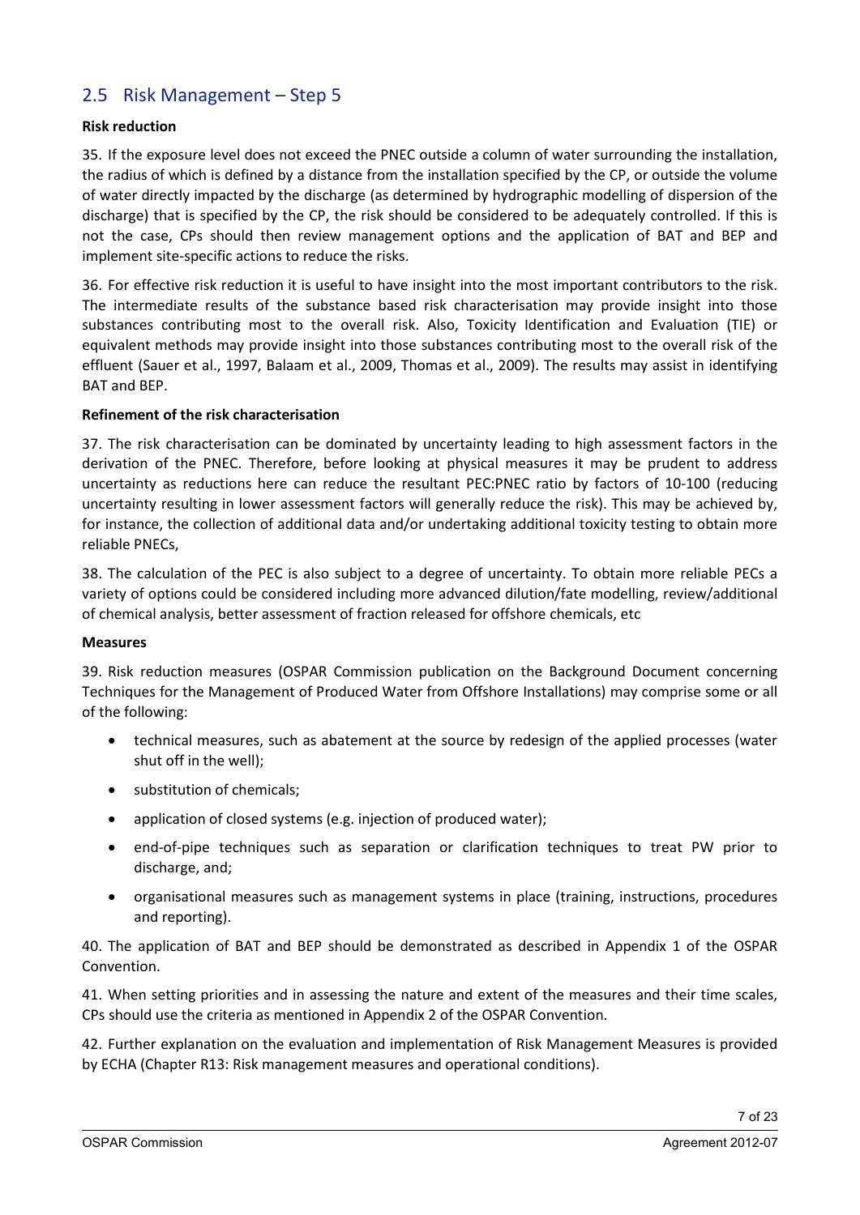## 2.5 Risk Management – Step 5

**Risk reduction**

35. If the exposure level does not exceed the PNEC outside a column of water surrounding the installation, the radius of which is defined by a distance from the installation specified by the CP, or outside the volume of water directly impacted by the discharge (as determined by hydrographic modelling of dispersion of the discharge) that is specified by the CP, the risk should be considered to be adequately controlled. If this is not the case, CPs should then review management options and the application of BAT and BEP and implement site-specific actions to reduce the risks.

36. For effective risk reduction it is useful to have insight into the most important contributors to the risk. The intermediate results of the substance based risk characterisation may provide insight into those substances contributing most to the overall risk. Also, Toxicity Identification and Evaluation (TIE) or equivalent methods may provide insight into those substances contributing most to the overall risk of the effluent (Sauer et al., 1997, Balaam et al., 2009, Thomas et al., 2009). The results may assist in identifying BAT and BEP.

**Refinement of the risk characterisation**

37. The risk characterisation can be dominated by uncertainty leading to high assessment factors in the derivation of the PNEC. Therefore, before looking at physical measures it may be prudent to address uncertainty as reductions here can reduce the resultant PEC:PNEC ratio by factors of 10-100 (reducing uncertainty resulting in lower assessment factors will generally reduce the risk). This may be achieved by, for instance, the collection of additional data and/or undertaking additional toxicity testing to obtain more reliable PNECs,

38. The calculation of the PEC is also subject to a degree of uncertainty. To obtain more reliable PECs a variety of options could be considered including more advanced dilution/fate modelling, review/additional of chemical analysis, better assessment of fraction released for offshore chemicals, etc

**Measures**

39. Risk reduction measures (OSPAR Commission publication on the Background Document concerning Techniques for the Management of Produced Water from Offshore Installations) may comprise some or all of the following:

- technical measures, such as abatement at the source by redesign of the applied processes (water shut off in the well);
- substitution of chemicals;
- application of closed systems (e.g. injection of produced water);
- end-of-pipe techniques such as separation or clarification techniques to treat PW prior to discharge, and;
- organisational measures such as management systems in place (training, instructions, procedures and reporting).

40. The application of BAT and BEP should be demonstrated as described in Appendix 1 of the OSPAR Convention.

41. When setting priorities and in assessing the nature and extent of the measures and their time scales, CPs should use the criteria as mentioned in Appendix 2 of the OSPAR Convention.

42. Further explanation on the evaluation and implementation of Risk Management Measures is provided by ECHA (Chapter R13: Risk management measures and operational conditions).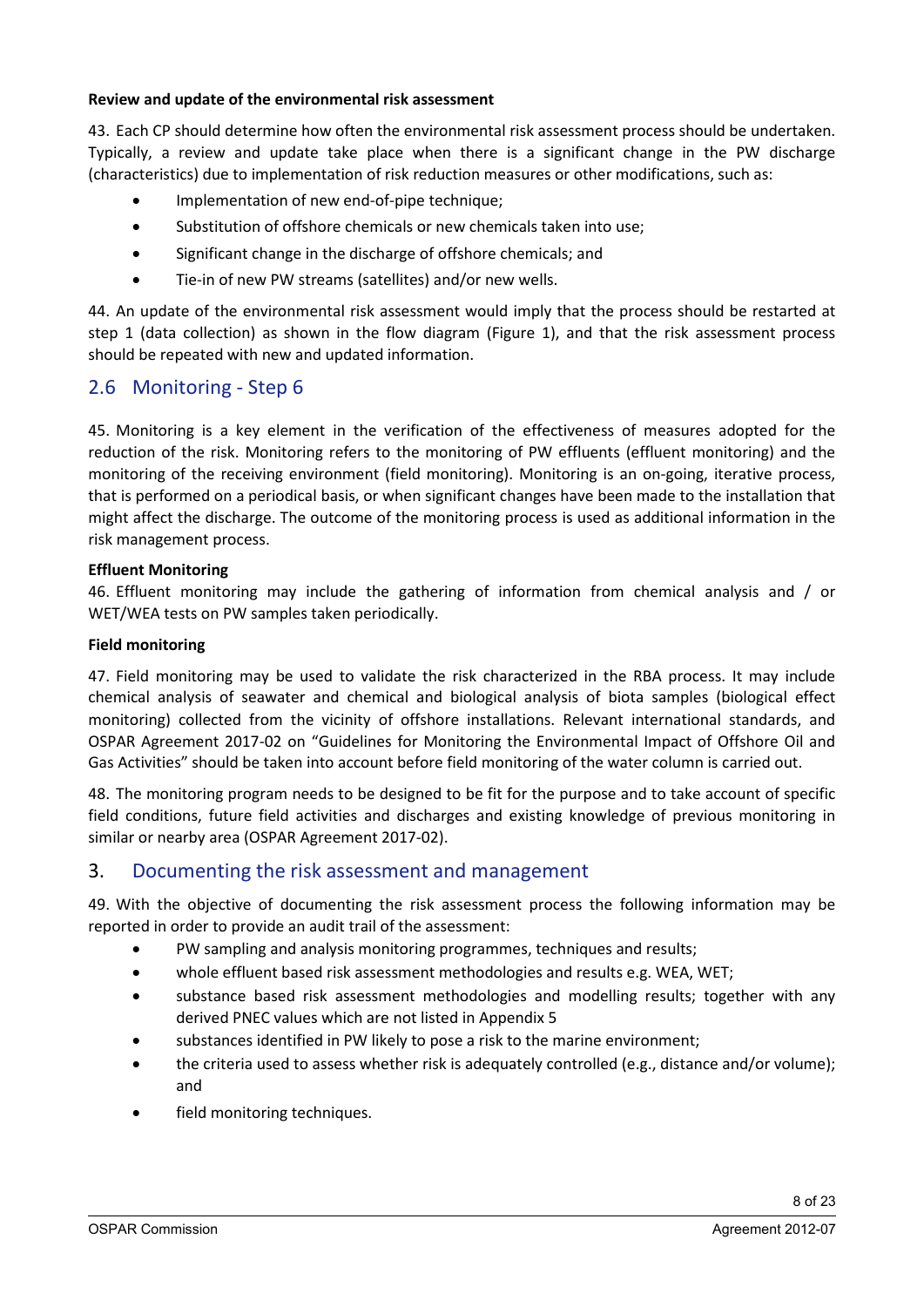**Review and update of the environmental risk assessment**

43. Each CP should determine how often the environmental risk assessment process should be undertaken. Typically, a review and update take place when there is a significant change in the PW discharge (characteristics) due to implementation of risk reduction measures or other modifications, such as:

- Implementation of new end-of-pipe technique;
- Substitution of offshore chemicals or new chemicals taken into use;
- Significant change in the discharge of offshore chemicals; and
- Tie-in of new PW streams (satellites) and/or new wells.

44. An update of the environmental risk assessment would imply that the process should be restarted at step 1 (data collection) as shown in the flow diagram (Figure 1), and that the risk assessment process should be repeated with new and updated information.

## 2.6 Monitoring - Step 6

45. Monitoring is a key element in the verification of the effectiveness of measures adopted for the reduction of the risk. Monitoring refers to the monitoring of PW effluents (effluent monitoring) and the monitoring of the receiving environment (field monitoring). Monitoring is an on-going, iterative process, that is performed on a periodical basis, or when significant changes have been made to the installation that might affect the discharge. The outcome of the monitoring process is used as additional information in the risk management process.

**Effluent Monitoring**

46. Effluent monitoring may include the gathering of information from chemical analysis and / or WET/WEA tests on PW samples taken periodically.

**Field monitoring**

47. Field monitoring may be used to validate the risk characterized in the RBA process. It may include chemical analysis of seawater and chemical and biological analysis of biota samples (biological effect monitoring) collected from the vicinity of offshore installations. Relevant international standards, and OSPAR Agreement 2017-02 on "Guidelines for Monitoring the Environmental Impact of Offshore Oil and Gas Activities" should be taken into account before field monitoring of the water column is carried out.

48. The monitoring program needs to be designed to be fit for the purpose and to take account of specific field conditions, future field activities and discharges and existing knowledge of previous monitoring in similar or nearby area (OSPAR Agreement 2017-02).

# 3. Documenting the risk assessment and management

49. With the objective of documenting the risk assessment process the following information may be reported in order to provide an audit trail of the assessment:

- PW sampling and analysis monitoring programmes, techniques and results;
- whole effluent based risk assessment methodologies and results e.g. WEA, WET;
- substance based risk assessment methodologies and modelling results; together with any derived PNEC values which are not listed in Appendix 5
- substances identified in PW likely to pose a risk to the marine environment;
- the criteria used to assess whether risk is adequately controlled (e.g., distance and/or volume); and
- field monitoring techniques.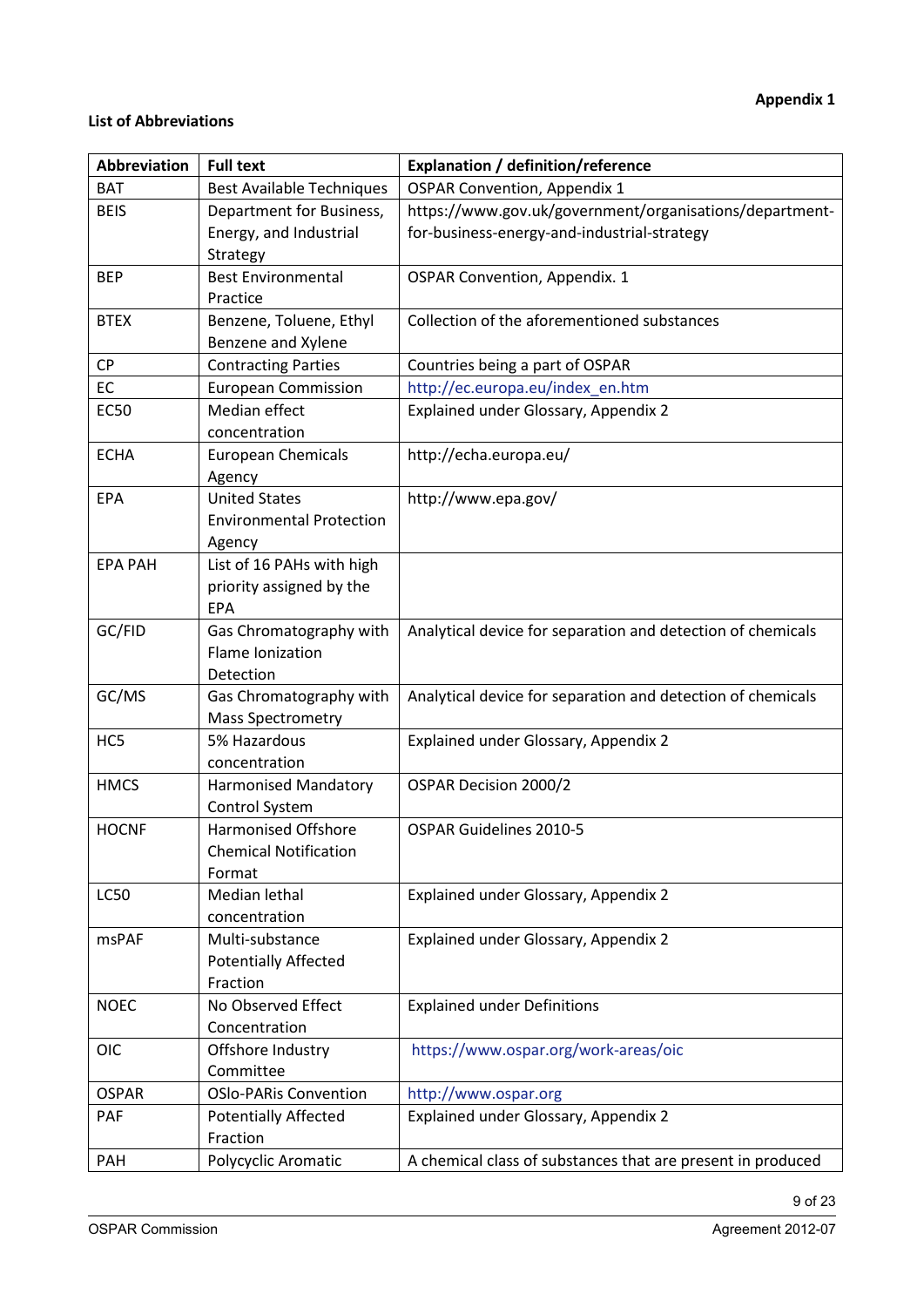**Appendix 1**

**List of Abbreviations**

| Abbreviation | Full text | Explanation / definition/reference |
|---|---|---|
| BAT | Best Available Techniques | OSPAR Convention, Appendix 1 |
| BEIS | Department for Business, Energy, and Industrial Strategy | https://www.gov.uk/government/organisations/department-for-business-energy-and-industrial-strategy |
| BEP | Best Environmental Practice | OSPAR Convention, Appendix. 1 |
| BTEX | Benzene, Toluene, Ethyl Benzene and Xylene | Collection of the aforementioned substances |
| CP | Contracting Parties | Countries being a part of OSPAR |
| EC | European Commission | http://ec.europa.eu/index_en.htm |
| EC50 | Median effect concentration | Explained under Glossary, Appendix 2 |
| ECHA | European Chemicals Agency | http://echa.europa.eu/ |
| EPA | United States Environmental Protection Agency | http://www.epa.gov/ |
| EPA PAH | List of 16 PAHs with high priority assigned by the EPA | |
| GC/FID | Gas Chromatography with Flame Ionization Detection | Analytical device for separation and detection of chemicals |
| GC/MS | Gas Chromatography with Mass Spectrometry | Analytical device for separation and detection of chemicals |
| HC5 | 5% Hazardous concentration | Explained under Glossary, Appendix 2 |
| HMCS | Harmonised Mandatory Control System | OSPAR Decision 2000/2 |
| HOCNF | Harmonised Offshore Chemical Notification Format | OSPAR Guidelines 2010-5 |
| LC50 | Median lethal concentration | Explained under Glossary, Appendix 2 |
| msPAF | Multi-substance Potentially Affected Fraction | Explained under Glossary, Appendix 2 |
| NOEC | No Observed Effect Concentration | Explained under Definitions |
| OIC | Offshore Industry Committee | https://www.ospar.org/work-areas/oic |
| OSPAR | OSlo-PARis Convention | http://www.ospar.org |
| PAF | Potentially Affected Fraction | Explained under Glossary, Appendix 2 |
| PAH | Polycyclic Aromatic | A chemical class of substances that are present in produced |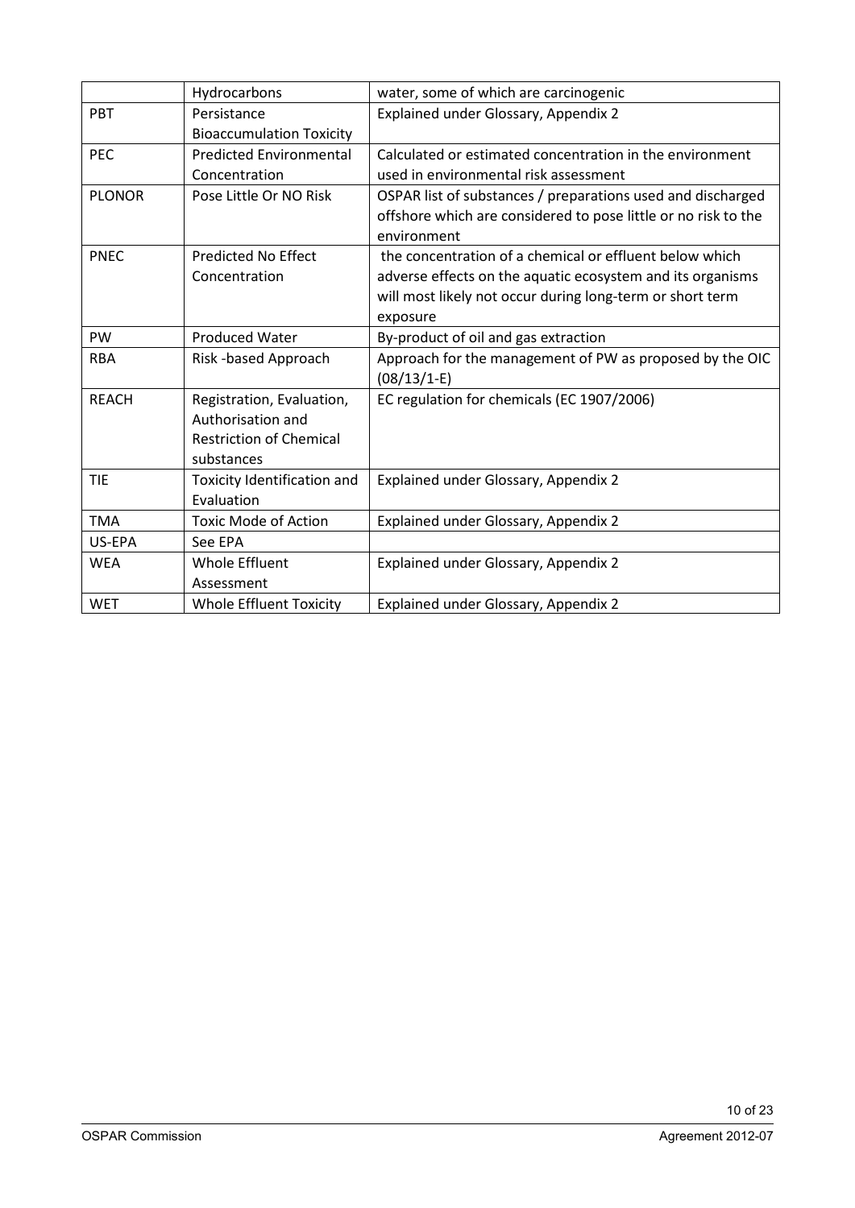| | | |
|---|---|---|
| | Hydrocarbons | water, some of which are carcinogenic |
| PBT | Persistance Bioaccumulation Toxicity | Explained under Glossary, Appendix 2 |
| PEC | Predicted Environmental Concentration | Calculated or estimated concentration in the environment used in environmental risk assessment |
| PLONOR | Pose Little Or NO Risk | OSPAR list of substances / preparations used and discharged offshore which are considered to pose little or no risk to the environment |
| PNEC | Predicted No Effect Concentration | the concentration of a chemical or effluent below which adverse effects on the aquatic ecosystem and its organisms will most likely not occur during long-term or short term exposure |
| PW | Produced Water | By-product of oil and gas extraction |
| RBA | Risk -based Approach | Approach for the management of PW as proposed by the OIC (08/13/1-E) |
| REACH | Registration, Evaluation, Authorisation and Restriction of Chemical substances | EC regulation for chemicals (EC 1907/2006) |
| TIE | Toxicity Identification and Evaluation | Explained under Glossary, Appendix 2 |
| TMA | Toxic Mode of Action | Explained under Glossary, Appendix 2 |
| US-EPA | See EPA | |
| WEA | Whole Effluent Assessment | Explained under Glossary, Appendix 2 |
| WET | Whole Effluent Toxicity | Explained under Glossary, Appendix 2 |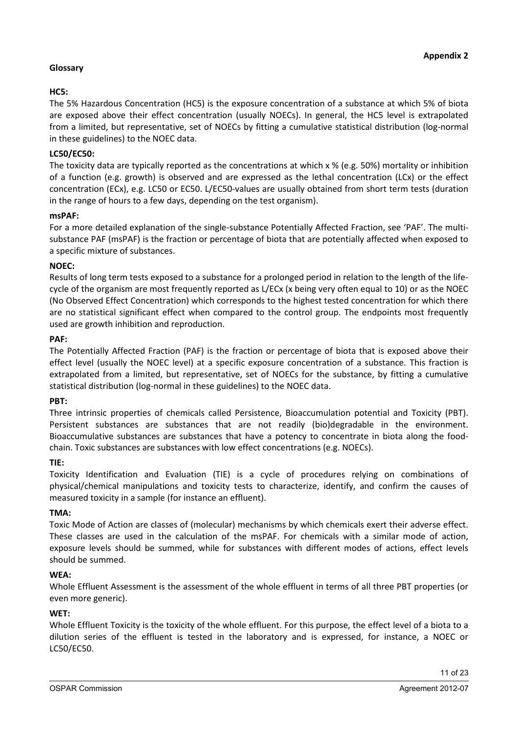**Appendix 2**

## Glossary

### HC5:

The 5% Hazardous Concentration (HC5) is the exposure concentration of a substance at which 5% of biota are exposed above their effect concentration (usually NOECs). In general, the HC5 level is extrapolated from a limited, but representative, set of NOECs by fitting a cumulative statistical distribution (log-normal in these guidelines) to the NOEC data.

### LC50/EC50:

The toxicity data are typically reported as the concentrations at which x % (e.g. 50%) mortality or inhibition of a function (e.g. growth) is observed and are expressed as the lethal concentration (LCx) or the effect concentration (ECx), e.g. LC50 or EC50. L/EC50-values are usually obtained from short term tests (duration in the range of hours to a few days, depending on the test organism).

### msPAF:

For a more detailed explanation of the single-substance Potentially Affected Fraction, see 'PAF'. The multi-substance PAF (msPAF) is the fraction or percentage of biota that are potentially affected when exposed to a specific mixture of substances.

### NOEC:

Results of long term tests exposed to a substance for a prolonged period in relation to the length of the life-cycle of the organism are most frequently reported as L/ECx (x being very often equal to 10) or as the NOEC (No Observed Effect Concentration) which corresponds to the highest tested concentration for which there are no statistical significant effect when compared to the control group. The endpoints most frequently used are growth inhibition and reproduction.

### PAF:

The Potentially Affected Fraction (PAF) is the fraction or percentage of biota that is exposed above their effect level (usually the NOEC level) at a specific exposure concentration of a substance. This fraction is extrapolated from a limited, but representative, set of NOECs for the substance, by fitting a cumulative statistical distribution (log-normal in these guidelines) to the NOEC data.

### PBT:

Three intrinsic properties of chemicals called Persistence, Bioaccumulation potential and Toxicity (PBT). Persistent substances are substances that are not readily (bio)degradable in the environment. Bioaccumulative substances are substances that have a potency to concentrate in biota along the food-chain. Toxic substances are substances with low effect concentrations (e.g. NOECs).

### TIE:

Toxicity Identification and Evaluation (TIE) is a cycle of procedures relying on combinations of physical/chemical manipulations and toxicity tests to characterize, identify, and confirm the causes of measured toxicity in a sample (for instance an effluent).

### TMA:

Toxic Mode of Action are classes of (molecular) mechanisms by which chemicals exert their adverse effect. These classes are used in the calculation of the msPAF. For chemicals with a similar mode of action, exposure levels should be summed, while for substances with different modes of actions, effect levels should be summed.

### WEA:

Whole Effluent Assessment is the assessment of the whole effluent in terms of all three PBT properties (or even more generic).

### WET:

Whole Effluent Toxicity is the toxicity of the whole effluent. For this purpose, the effect level of a biota to a dilution series of the effluent is tested in the laboratory and is expressed, for instance, a NOEC or LC50/EC50.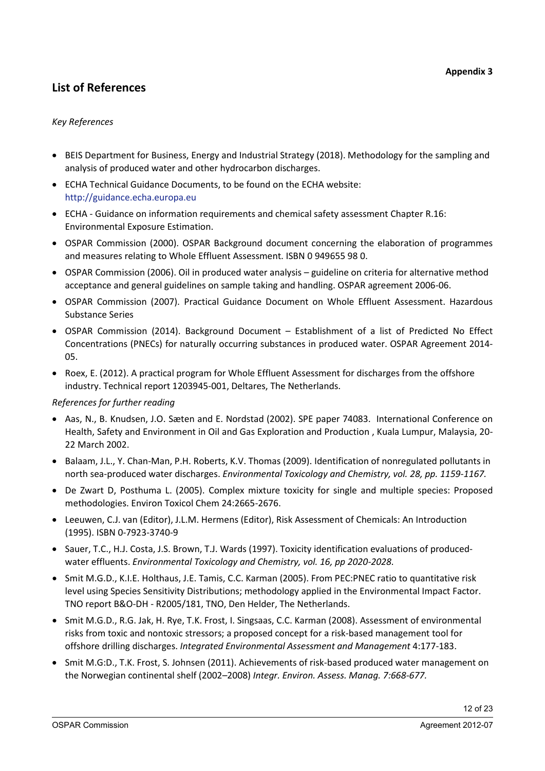**Appendix 3**

## List of References

*Key References*

- BEIS Department for Business, Energy and Industrial Strategy (2018). Methodology for the sampling and analysis of produced water and other hydrocarbon discharges.
- ECHA Technical Guidance Documents, to be found on the ECHA website: http://guidance.echa.europa.eu
- ECHA - Guidance on information requirements and chemical safety assessment Chapter R.16: Environmental Exposure Estimation.
- OSPAR Commission (2000). OSPAR Background document concerning the elaboration of programmes and measures relating to Whole Effluent Assessment. ISBN 0 949655 98 0.
- OSPAR Commission (2006). Oil in produced water analysis – guideline on criteria for alternative method acceptance and general guidelines on sample taking and handling. OSPAR agreement 2006-06.
- OSPAR Commission (2007). Practical Guidance Document on Whole Effluent Assessment. Hazardous Substance Series
- OSPAR Commission (2014). Background Document – Establishment of a list of Predicted No Effect Concentrations (PNECs) for naturally occurring substances in produced water. OSPAR Agreement 2014-05.
- Roex, E. (2012). A practical program for Whole Effluent Assessment for discharges from the offshore industry. Technical report 1203945-001, Deltares, The Netherlands.

*References for further reading*

- Aas, N., B. Knudsen, J.O. Sæten and E. Nordstad (2002). SPE paper 74083. International Conference on Health, Safety and Environment in Oil and Gas Exploration and Production , Kuala Lumpur, Malaysia, 20-22 March 2002.
- Balaam, J.L., Y. Chan-Man, P.H. Roberts, K.V. Thomas (2009). Identification of nonregulated pollutants in north sea-produced water discharges. *Environmental Toxicology and Chemistry, vol. 28, pp. 1159-1167.*
- De Zwart D, Posthuma L. (2005). Complex mixture toxicity for single and multiple species: Proposed methodologies. Environ Toxicol Chem 24:2665-2676.
- Leeuwen, C.J. van (Editor), J.L.M. Hermens (Editor), Risk Assessment of Chemicals: An Introduction (1995). ISBN 0-7923-3740-9
- Sauer, T.C., H.J. Costa, J.S. Brown, T.J. Wards (1997). Toxicity identification evaluations of produced-water effluents. *Environmental Toxicology and Chemistry, vol. 16, pp 2020-2028.*
- Smit M.G.D., K.I.E. Holthaus, J.E. Tamis, C.C. Karman (2005). From PEC:PNEC ratio to quantitative risk level using Species Sensitivity Distributions; methodology applied in the Environmental Impact Factor. TNO report B&O-DH - R2005/181, TNO, Den Helder, The Netherlands.
- Smit M.G.D., R.G. Jak, H. Rye, T.K. Frost, I. Singsaas, C.C. Karman (2008). Assessment of environmental risks from toxic and nontoxic stressors; a proposed concept for a risk-based management tool for offshore drilling discharges. *Integrated Environmental Assessment and Management* 4:177-183.
- Smit M.G:D., T.K. Frost, S. Johnsen (2011). Achievements of risk-based produced water management on the Norwegian continental shelf (2002–2008) *Integr. Environ. Assess. Manag. 7:668-677.*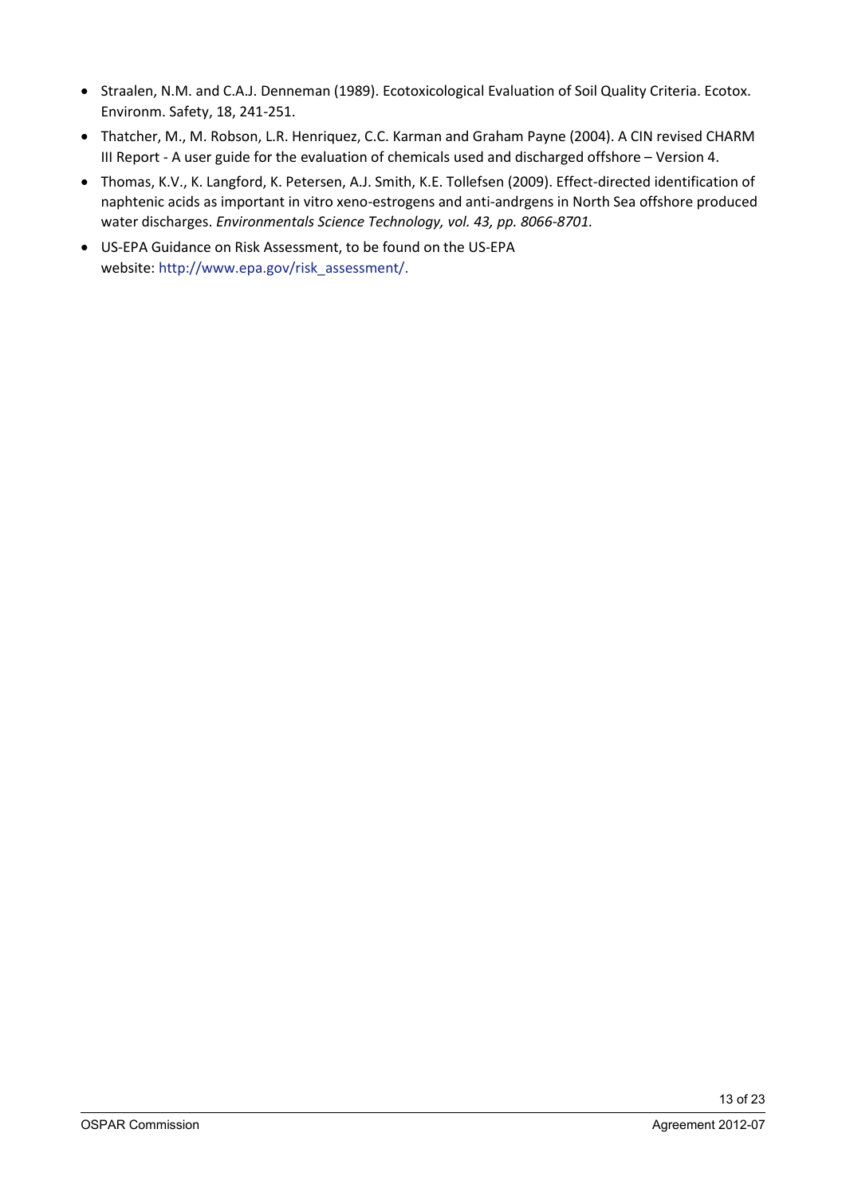- Straalen, N.M. and C.A.J. Denneman (1989). Ecotoxicological Evaluation of Soil Quality Criteria. Ecotox. Environm. Safety, 18, 241-251.
- Thatcher, M., M. Robson, L.R. Henriquez, C.C. Karman and Graham Payne (2004). A CIN revised CHARM III Report - A user guide for the evaluation of chemicals used and discharged offshore – Version 4.
- Thomas, K.V., K. Langford, K. Petersen, A.J. Smith, K.E. Tollefsen (2009). Effect-directed identification of naphtenic acids as important in vitro xeno-estrogens and anti-andrgens in North Sea offshore produced water discharges. *Environmentals Science Technology, vol. 43, pp. 8066-8701.*
- US-EPA Guidance on Risk Assessment, to be found on the US-EPA website: http://www.epa.gov/risk_assessment/.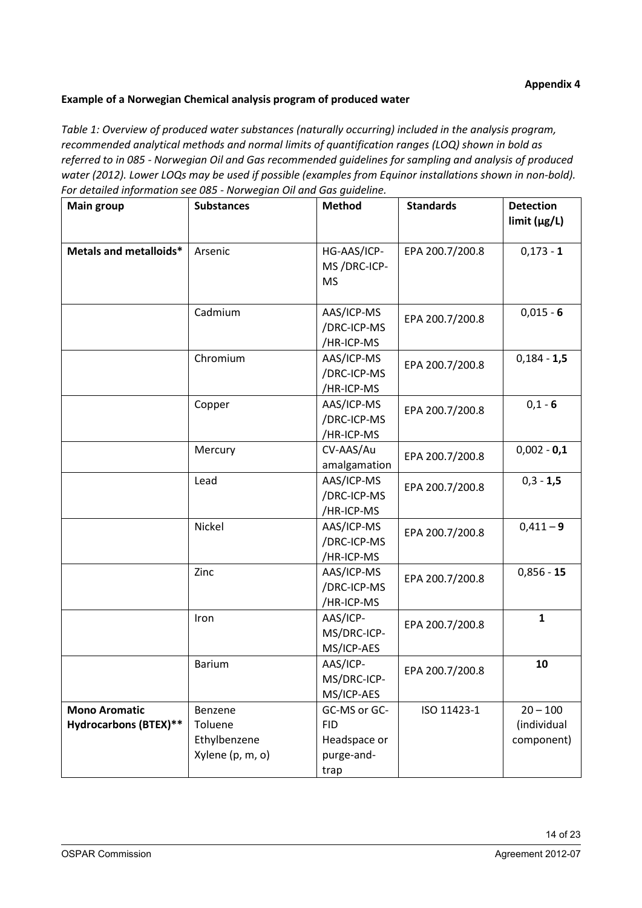**Appendix 4**

**Example of a Norwegian Chemical analysis program of produced water**

*Table 1: Overview of produced water substances (naturally occurring) included in the analysis program, recommended analytical methods and normal limits of quantification ranges (LOQ) shown in bold as referred to in 085 - Norwegian Oil and Gas recommended guidelines for sampling and analysis of produced water (2012). Lower LOQs may be used if possible (examples from Equinor installations shown in non-bold). For detailed information see 085 - Norwegian Oil and Gas guideline.*

| Main group | Substances | Method | Standards | Detection limit (µg/L) |
|---|---|---|---|---|
| **Metals and metalloids*** | Arsenic | HG-AAS/ICP-MS /DRC-ICP-MS | EPA 200.7/200.8 | 0,173 - **1** |
| | Cadmium | AAS/ICP-MS /DRC-ICP-MS /HR-ICP-MS | EPA 200.7/200.8 | 0,015 - **6** |
| | Chromium | AAS/ICP-MS /DRC-ICP-MS /HR-ICP-MS | EPA 200.7/200.8 | 0,184 - **1,5** |
| | Copper | AAS/ICP-MS /DRC-ICP-MS /HR-ICP-MS | EPA 200.7/200.8 | 0,1 - **6** |
| | Mercury | CV-AAS/Au amalgamation | EPA 200.7/200.8 | 0,002 - **0,1** |
| | Lead | AAS/ICP-MS /DRC-ICP-MS /HR-ICP-MS | EPA 200.7/200.8 | 0,3 - **1,5** |
| | Nickel | AAS/ICP-MS /DRC-ICP-MS /HR-ICP-MS | EPA 200.7/200.8 | 0,411 – **9** |
| | Zinc | AAS/ICP-MS /DRC-ICP-MS /HR-ICP-MS | EPA 200.7/200.8 | 0,856 - **15** |
| | Iron | AAS/ICP-MS/DRC-ICP-MS/ICP-AES | EPA 200.7/200.8 | **1** |
| | Barium | AAS/ICP-MS/DRC-ICP-MS/ICP-AES | EPA 200.7/200.8 | **10** |
| **Mono Aromatic Hydrocarbons (BTEX)**** | Benzene<br>Toluene<br>Ethylbenzene<br>Xylene (p, m, o) | GC-MS or GC-FID Headspace or purge-and-trap | ISO 11423-1 | 20 – 100 (individual component) |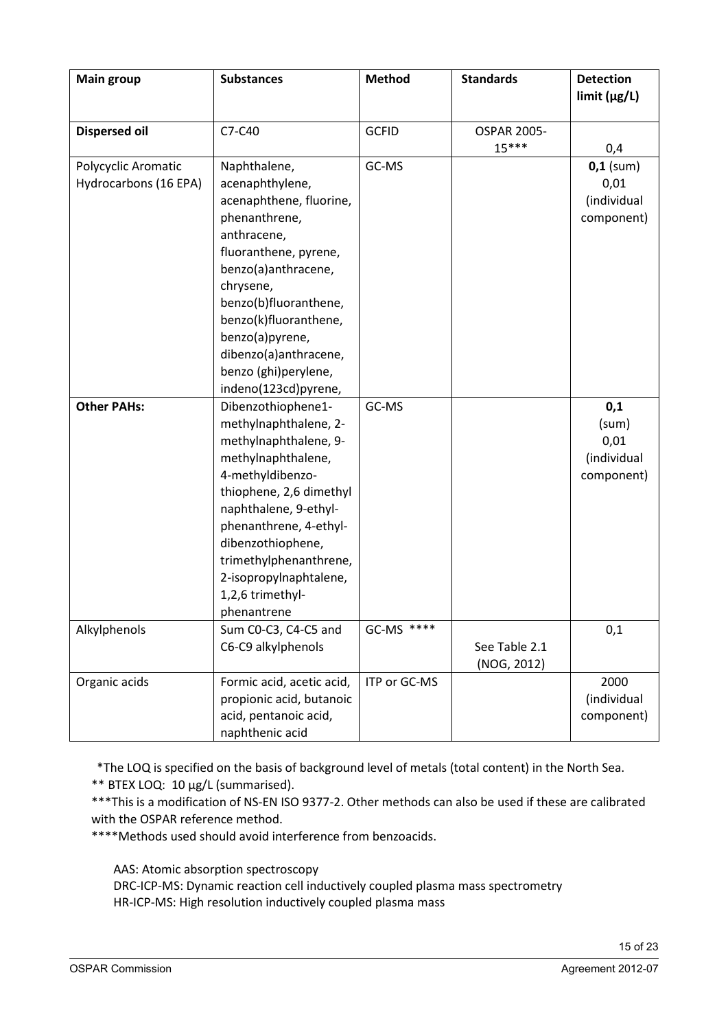| **Main group** | **Substances** | **Method** | **Standards** | **Detection limit (µg/L)** |
|---|---|---|---|---|
| **Dispersed oil** | C7-C40 | GCFID | OSPAR 2005-15*** | 0,4 |
| Polycyclic Aromatic Hydrocarbons (16 EPA) | Naphthalene, acenaphthylene, acenaphthene, fluorine, phenanthrene, anthracene, fluoranthene, pyrene, benzo(a)anthracene, chrysene, benzo(b)fluoranthene, benzo(k)fluoranthene, benzo(a)pyrene, dibenzo(a)anthracene, benzo (ghi)perylene, indeno(123cd)pyrene, | GC-MS | | **0,1** (sum) 0,01 (individual component) |
| **Other PAHs:** | Dibenzothiophene1-methylnaphthalene, 2-methylnaphthalene, 9-methylnaphthalene, 4-methyldibenzo-thiophene, 2,6 dimethyl naphthalene, 9-ethyl-phenanthrene, 4-ethyl-dibenzothiophene, trimethylphenanthrene, 2-isopropylnaphtalene, 1,2,6 trimethyl-phenantrene | GC-MS | | **0,1** (sum) 0,01 (individual component) |
| Alkylphenols | Sum C0-C3, C4-C5 and C6-C9 alkylphenols | GC-MS **** | See Table 2.1 (NOG, 2012) | 0,1 |
| Organic acids | Formic acid, acetic acid, propionic acid, butanoic acid, pentanoic acid, naphthenic acid | ITP or GC-MS | | 2000 (individual component) |

*The LOQ is specified on the basis of background level of metals (total content) in the North Sea.

** BTEX LOQ: 10 µg/L (summarised).

***This is a modification of NS-EN ISO 9377-2. Other methods can also be used if these are calibrated with the OSPAR reference method.

****Methods used should avoid interference from benzoacids.

AAS: Atomic absorption spectroscopy

DRC-ICP-MS: Dynamic reaction cell inductively coupled plasma mass spectrometry

HR-ICP-MS: High resolution inductively coupled plasma mass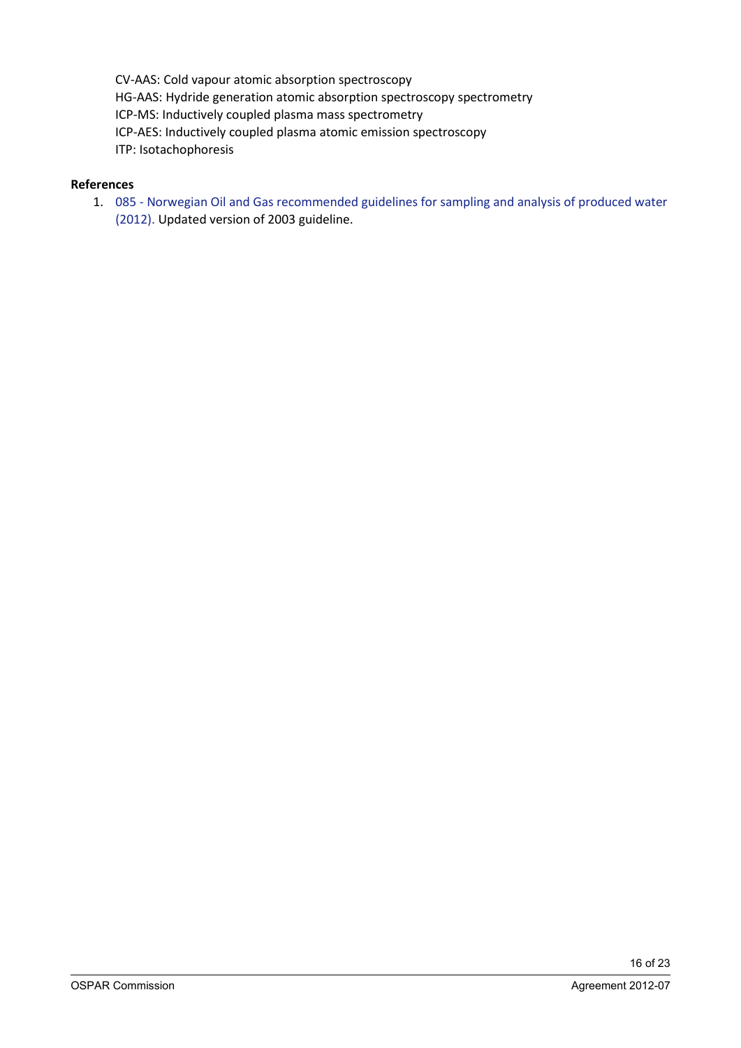CV-AAS: Cold vapour atomic absorption spectroscopy
HG-AAS: Hydride generation atomic absorption spectroscopy spectrometry
ICP-MS: Inductively coupled plasma mass spectrometry
ICP-AES: Inductively coupled plasma atomic emission spectroscopy
ITP: Isotachophoresis

**References**

1. 085 - Norwegian Oil and Gas recommended guidelines for sampling and analysis of produced water (2012). Updated version of 2003 guideline.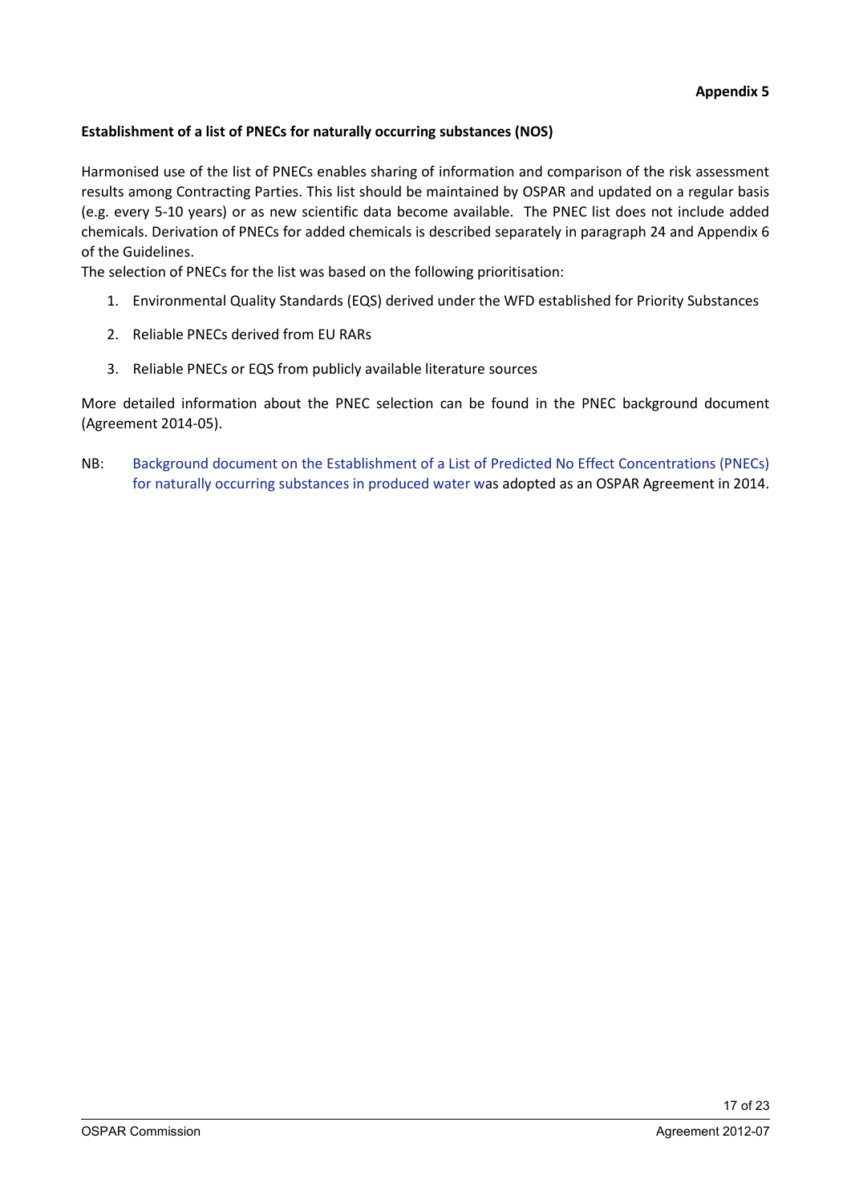**Appendix 5**

**Establishment of a list of PNECs for naturally occurring substances (NOS)**

Harmonised use of the list of PNECs enables sharing of information and comparison of the risk assessment results among Contracting Parties. This list should be maintained by OSPAR and updated on a regular basis (e.g. every 5-10 years) or as new scientific data become available. The PNEC list does not include added chemicals. Derivation of PNECs for added chemicals is described separately in paragraph 24 and Appendix 6 of the Guidelines.

The selection of PNECs for the list was based on the following prioritisation:

1. Environmental Quality Standards (EQS) derived under the WFD established for Priority Substances
2. Reliable PNECs derived from EU RARs
3. Reliable PNECs or EQS from publicly available literature sources

More detailed information about the PNEC selection can be found in the PNEC background document (Agreement 2014-05).

NB: Background document on the Establishment of a List of Predicted No Effect Concentrations (PNECs) for naturally occurring substances in produced water was adopted as an OSPAR Agreement in 2014.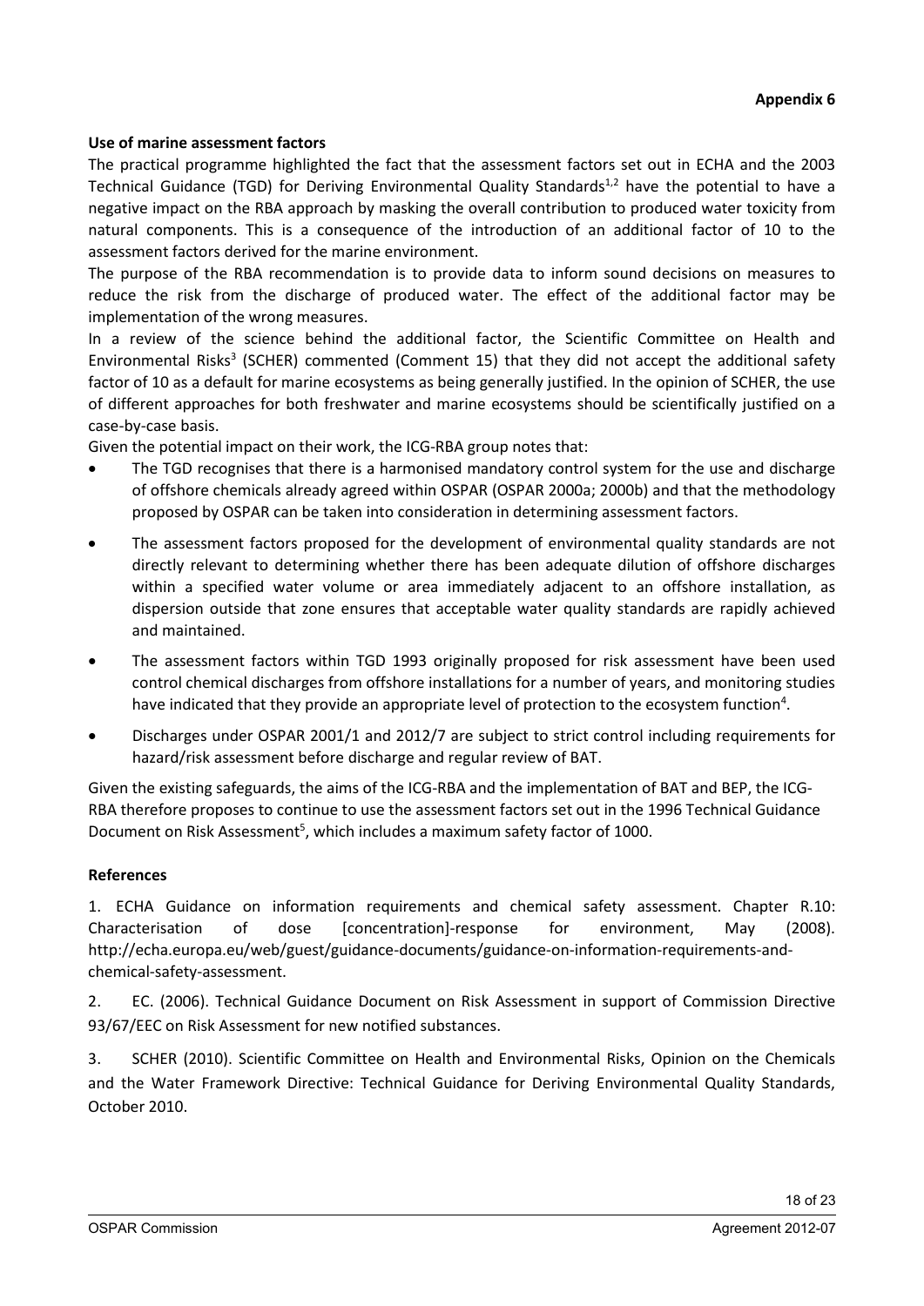**Appendix 6**

**Use of marine assessment factors**

The practical programme highlighted the fact that the assessment factors set out in ECHA and the 2003 Technical Guidance (TGD) for Deriving Environmental Quality Standards[1,2] have the potential to have a negative impact on the RBA approach by masking the overall contribution to produced water toxicity from natural components. This is a consequence of the introduction of an additional factor of 10 to the assessment factors derived for the marine environment.

The purpose of the RBA recommendation is to provide data to inform sound decisions on measures to reduce the risk from the discharge of produced water. The effect of the additional factor may be implementation of the wrong measures.

In a review of the science behind the additional factor, the Scientific Committee on Health and Environmental Risks[3] (SCHER) commented (Comment 15) that they did not accept the additional safety factor of 10 as a default for marine ecosystems as being generally justified. In the opinion of SCHER, the use of different approaches for both freshwater and marine ecosystems should be scientifically justified on a case-by-case basis.

Given the potential impact on their work, the ICG-RBA group notes that:

- The TGD recognises that there is a harmonised mandatory control system for the use and discharge of offshore chemicals already agreed within OSPAR (OSPAR 2000a; 2000b) and that the methodology proposed by OSPAR can be taken into consideration in determining assessment factors.
- The assessment factors proposed for the development of environmental quality standards are not directly relevant to determining whether there has been adequate dilution of offshore discharges within a specified water volume or area immediately adjacent to an offshore installation, as dispersion outside that zone ensures that acceptable water quality standards are rapidly achieved and maintained.
- The assessment factors within TGD 1993 originally proposed for risk assessment have been used control chemical discharges from offshore installations for a number of years, and monitoring studies have indicated that they provide an appropriate level of protection to the ecosystem function[4].
- Discharges under OSPAR 2001/1 and 2012/7 are subject to strict control including requirements for hazard/risk assessment before discharge and regular review of BAT.

Given the existing safeguards, the aims of the ICG-RBA and the implementation of BAT and BEP, the ICG-RBA therefore proposes to continue to use the assessment factors set out in the 1996 Technical Guidance Document on Risk Assessment[5], which includes a maximum safety factor of 1000.

**References**

1. ECHA Guidance on information requirements and chemical safety assessment. Chapter R.10: Characterisation of dose [concentration]-response for environment, May (2008). http://echa.europa.eu/web/guest/guidance-documents/guidance-on-information-requirements-and-chemical-safety-assessment.

2. EC. (2006). Technical Guidance Document on Risk Assessment in support of Commission Directive 93/67/EEC on Risk Assessment for new notified substances.

3. SCHER (2010). Scientific Committee on Health and Environmental Risks, Opinion on the Chemicals and the Water Framework Directive: Technical Guidance for Deriving Environmental Quality Standards, October 2010.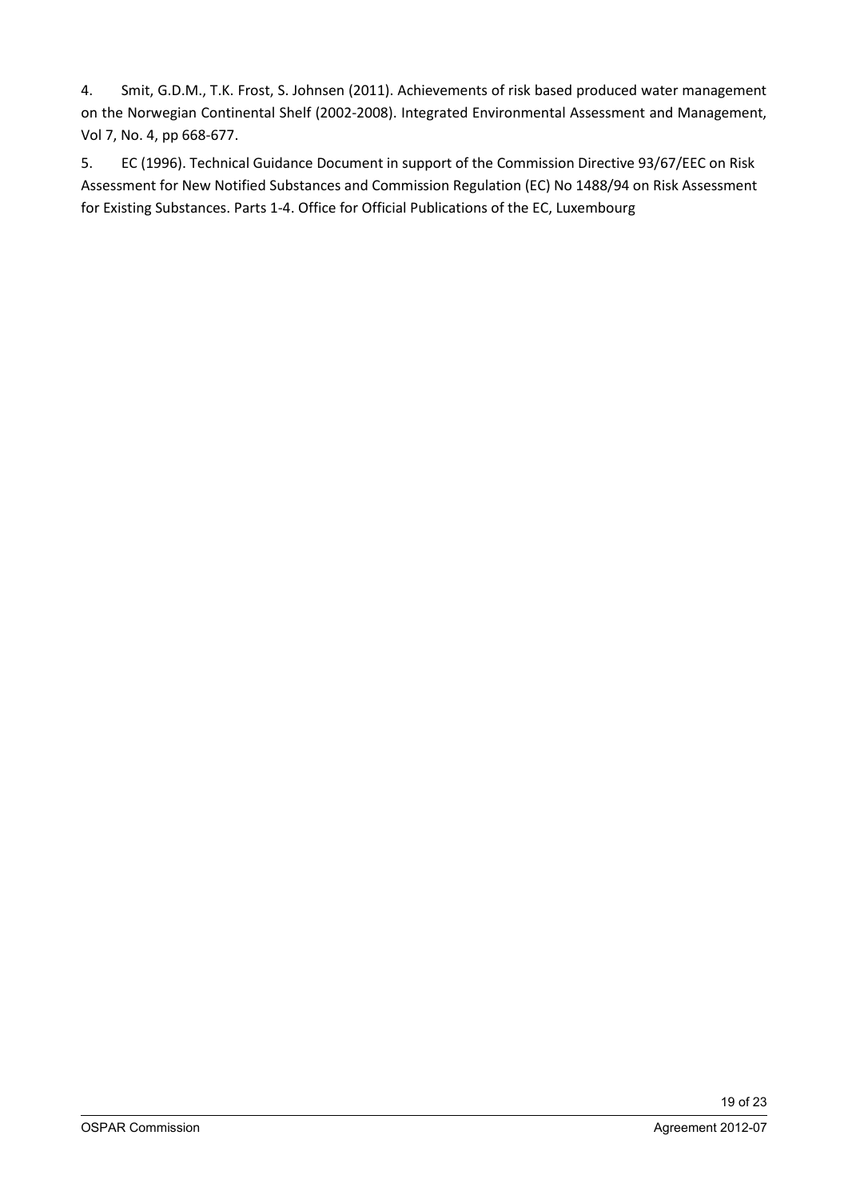4. Smit, G.D.M., T.K. Frost, S. Johnsen (2011). Achievements of risk based produced water management on the Norwegian Continental Shelf (2002-2008). Integrated Environmental Assessment and Management, Vol 7, No. 4, pp 668-677.

5. EC (1996). Technical Guidance Document in support of the Commission Directive 93/67/EEC on Risk Assessment for New Notified Substances and Commission Regulation (EC) No 1488/94 on Risk Assessment for Existing Substances. Parts 1-4. Office for Official Publications of the EC, Luxembourg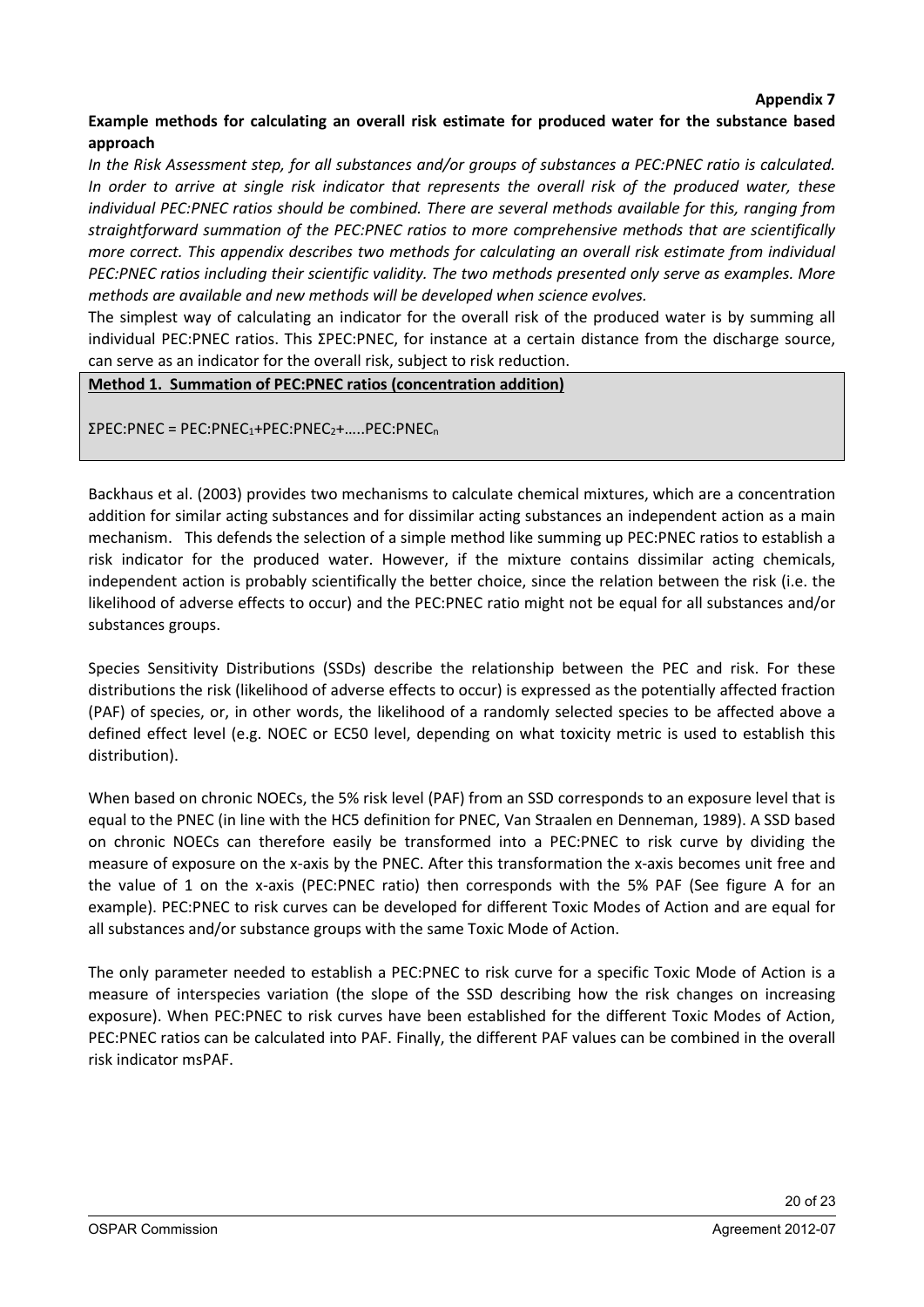**Appendix 7**

**Example methods for calculating an overall risk estimate for produced water for the substance based approach**

*In the Risk Assessment step, for all substances and/or groups of substances a PEC:PNEC ratio is calculated. In order to arrive at single risk indicator that represents the overall risk of the produced water, these individual PEC:PNEC ratios should be combined. There are several methods available for this, ranging from straightforward summation of the PEC:PNEC ratios to more comprehensive methods that are scientifically more correct. This appendix describes two methods for calculating an overall risk estimate from individual PEC:PNEC ratios including their scientific validity. The two methods presented only serve as examples. More methods are available and new methods will be developed when science evolves.*

The simplest way of calculating an indicator for the overall risk of the produced water is by summing all individual PEC:PNEC ratios. This ΣPEC:PNEC, for instance at a certain distance from the discharge source, can serve as an indicator for the overall risk, subject to risk reduction.

**Method 1. Summation of PEC:PNEC ratios (concentration addition)**

$\Sigma PEC{:}PNEC = PEC{:}PNEC_1 + PEC{:}PNEC_2 + \ldots PEC{:}PNEC_n$

Backhaus et al. (2003) provides two mechanisms to calculate chemical mixtures, which are a concentration addition for similar acting substances and for dissimilar acting substances an independent action as a main mechanism. This defends the selection of a simple method like summing up PEC:PNEC ratios to establish a risk indicator for the produced water. However, if the mixture contains dissimilar acting chemicals, independent action is probably scientifically the better choice, since the relation between the risk (i.e. the likelihood of adverse effects to occur) and the PEC:PNEC ratio might not be equal for all substances and/or substances groups.

Species Sensitivity Distributions (SSDs) describe the relationship between the PEC and risk. For these distributions the risk (likelihood of adverse effects to occur) is expressed as the potentially affected fraction (PAF) of species, or, in other words, the likelihood of a randomly selected species to be affected above a defined effect level (e.g. NOEC or EC50 level, depending on what toxicity metric is used to establish this distribution).

When based on chronic NOECs, the 5% risk level (PAF) from an SSD corresponds to an exposure level that is equal to the PNEC (in line with the HC5 definition for PNEC, Van Straalen en Denneman, 1989). A SSD based on chronic NOECs can therefore easily be transformed into a PEC:PNEC to risk curve by dividing the measure of exposure on the x-axis by the PNEC. After this transformation the x-axis becomes unit free and the value of 1 on the x-axis (PEC:PNEC ratio) then corresponds with the 5% PAF (See figure A for an example). PEC:PNEC to risk curves can be developed for different Toxic Modes of Action and are equal for all substances and/or substance groups with the same Toxic Mode of Action.

The only parameter needed to establish a PEC:PNEC to risk curve for a specific Toxic Mode of Action is a measure of interspecies variation (the slope of the SSD describing how the risk changes on increasing exposure). When PEC:PNEC to risk curves have been established for the different Toxic Modes of Action, PEC:PNEC ratios can be calculated into PAF. Finally, the different PAF values can be combined in the overall risk indicator msPAF.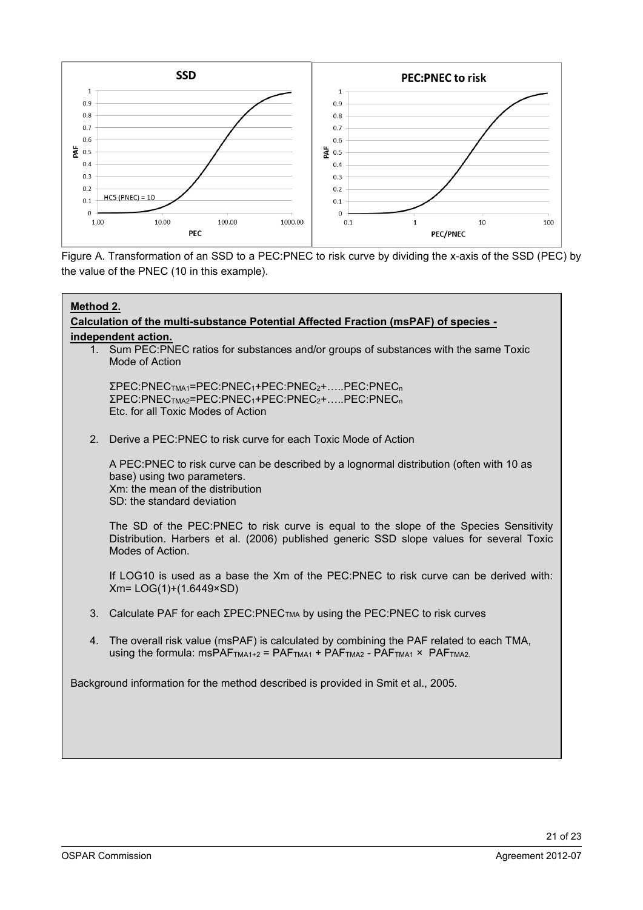Figure A. Transformation of an SSD to a PEC:PNEC to risk curve by dividing the x-axis of the SSD (PEC) by the value of the PNEC (10 in this example).

**Method 2.**

**Calculation of the multi-substance Potential Affected Fraction (msPAF) of species - independent action.**

1. Sum PEC:PNEC ratios for substances and/or groups of substances with the same Toxic Mode of Action

   $\Sigma PEC:PNEC_{TMA1} = PEC:PNEC_1 + PEC:PNEC_2 + \ldots PEC:PNEC_n$
   $\Sigma PEC:PNEC_{TMA2} = PEC:PNEC_1 + PEC:PNEC_2 + \ldots PEC:PNEC_n$
   Etc. for all Toxic Modes of Action

2. Derive a PEC:PNEC to risk curve for each Toxic Mode of Action

   A PEC:PNEC to risk curve can be described by a lognormal distribution (often with 10 as base) using two parameters.
   Xm: the mean of the distribution
   SD: the standard deviation

   The SD of the PEC:PNEC to risk curve is equal to the slope of the Species Sensitivity Distribution. Harbers et al. (2006) published generic SSD slope values for several Toxic Modes of Action.

   If LOG10 is used as a base the Xm of the PEC:PNEC to risk curve can be derived with: $Xm = LOG(1) + (1.6449 \times SD)$

3. Calculate PAF for each $\Sigma PEC:PNEC_{TMA}$ by using the PEC:PNEC to risk curves

4. The overall risk value (msPAF) is calculated by combining the PAF related to each TMA, using the formula: $msPAF_{TMA1+2} = PAF_{TMA1} + PAF_{TMA2} - PAF_{TMA1} \times PAF_{TMA2}$.

Background information for the method described is provided in Smit et al., 2005.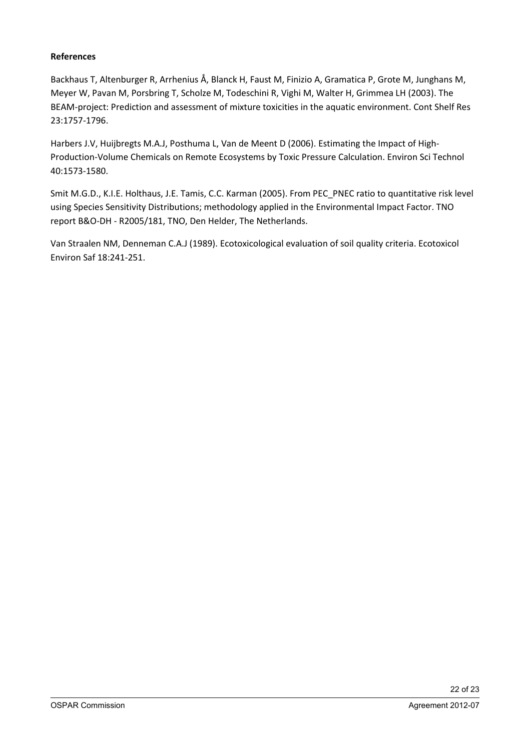**References**

Backhaus T, Altenburger R, Arrhenius Å, Blanck H, Faust M, Finizio A, Gramatica P, Grote M, Junghans M, Meyer W, Pavan M, Porsbring T, Scholze M, Todeschini R, Vighi M, Walter H, Grimmea LH (2003). The BEAM-project: Prediction and assessment of mixture toxicities in the aquatic environment. Cont Shelf Res 23:1757-1796.

Harbers J.V, Huijbregts M.A.J, Posthuma L, Van de Meent D (2006). Estimating the Impact of High-Production-Volume Chemicals on Remote Ecosystems by Toxic Pressure Calculation. Environ Sci Technol 40:1573-1580.

Smit M.G.D., K.I.E. Holthaus, J.E. Tamis, C.C. Karman (2005). From PEC_PNEC ratio to quantitative risk level using Species Sensitivity Distributions; methodology applied in the Environmental Impact Factor. TNO report B&O-DH - R2005/181, TNO, Den Helder, The Netherlands.

Van Straalen NM, Denneman C.A.J (1989). Ecotoxicological evaluation of soil quality criteria. Ecotoxicol Environ Saf 18:241-251.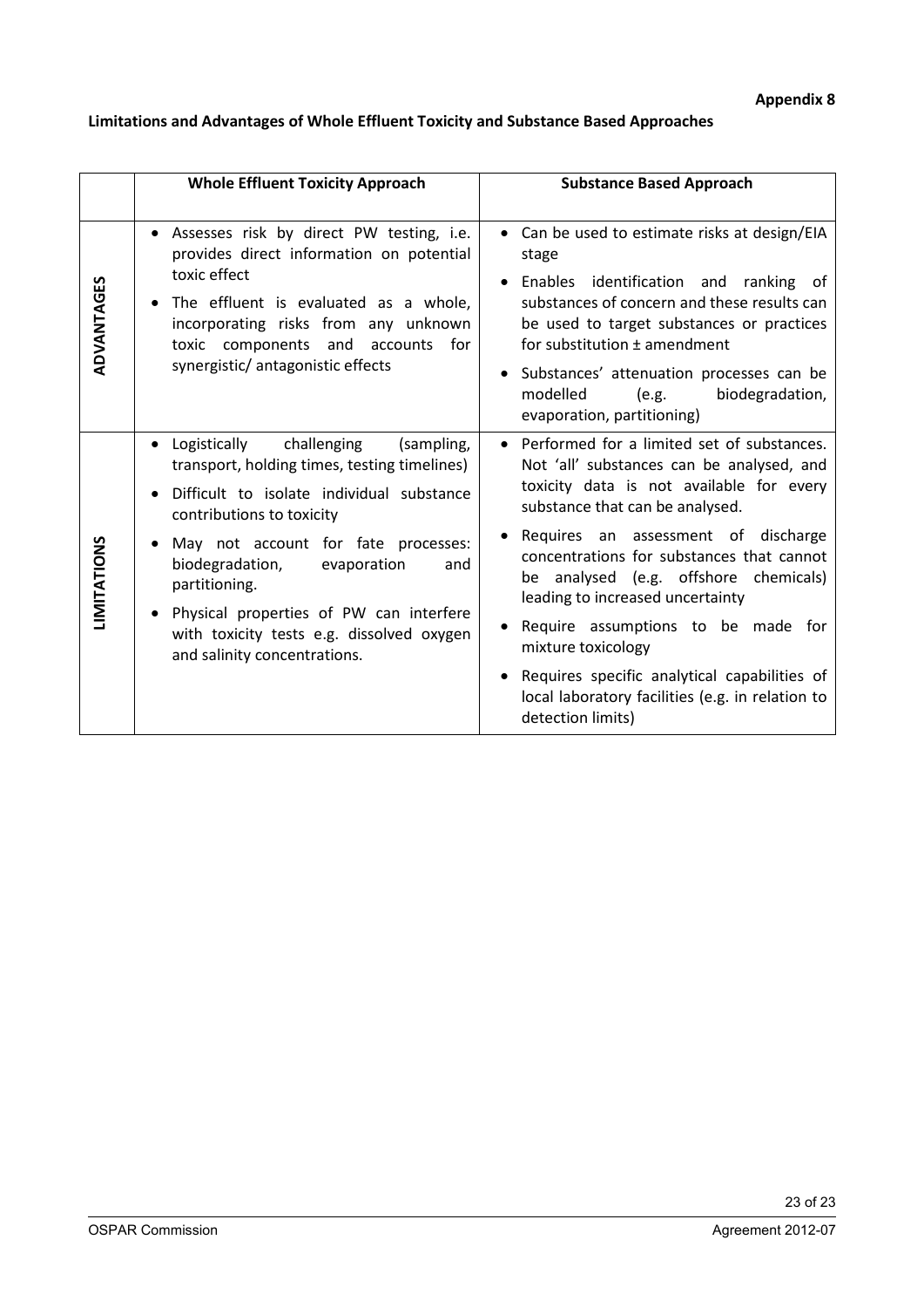**Appendix 8**

**Limitations and Advantages of Whole Effluent Toxicity and Substance Based Approaches**

| | **Whole Effluent Toxicity Approach** | **Substance Based Approach** |
|---|---|---|
| **ADVANTAGES** | • Assesses risk by direct PW testing, i.e. provides direct information on potential toxic effect<br>• The effluent is evaluated as a whole, incorporating risks from any unknown toxic components and accounts for synergistic/ antagonistic effects | • Can be used to estimate risks at design/EIA stage<br>• Enables identification and ranking of substances of concern and these results can be used to target substances or practices for substitution ± amendment<br>• Substances' attenuation processes can be modelled (e.g. biodegradation, evaporation, partitioning) |
| **LIMITATIONS** | • Logistically challenging (sampling, transport, holding times, testing timelines)<br>• Difficult to isolate individual substance contributions to toxicity<br>• May not account for fate processes: biodegradation, evaporation and partitioning.<br>• Physical properties of PW can interfere with toxicity tests e.g. dissolved oxygen and salinity concentrations. | • Performed for a limited set of substances. Not 'all' substances can be analysed, and toxicity data is not available for every substance that can be analysed.<br>• Requires an assessment of discharge concentrations for substances that cannot be analysed (e.g. offshore chemicals) leading to increased uncertainty<br>• Require assumptions to be made for mixture toxicology<br>• Requires specific analytical capabilities of local laboratory facilities (e.g. in relation to detection limits) |